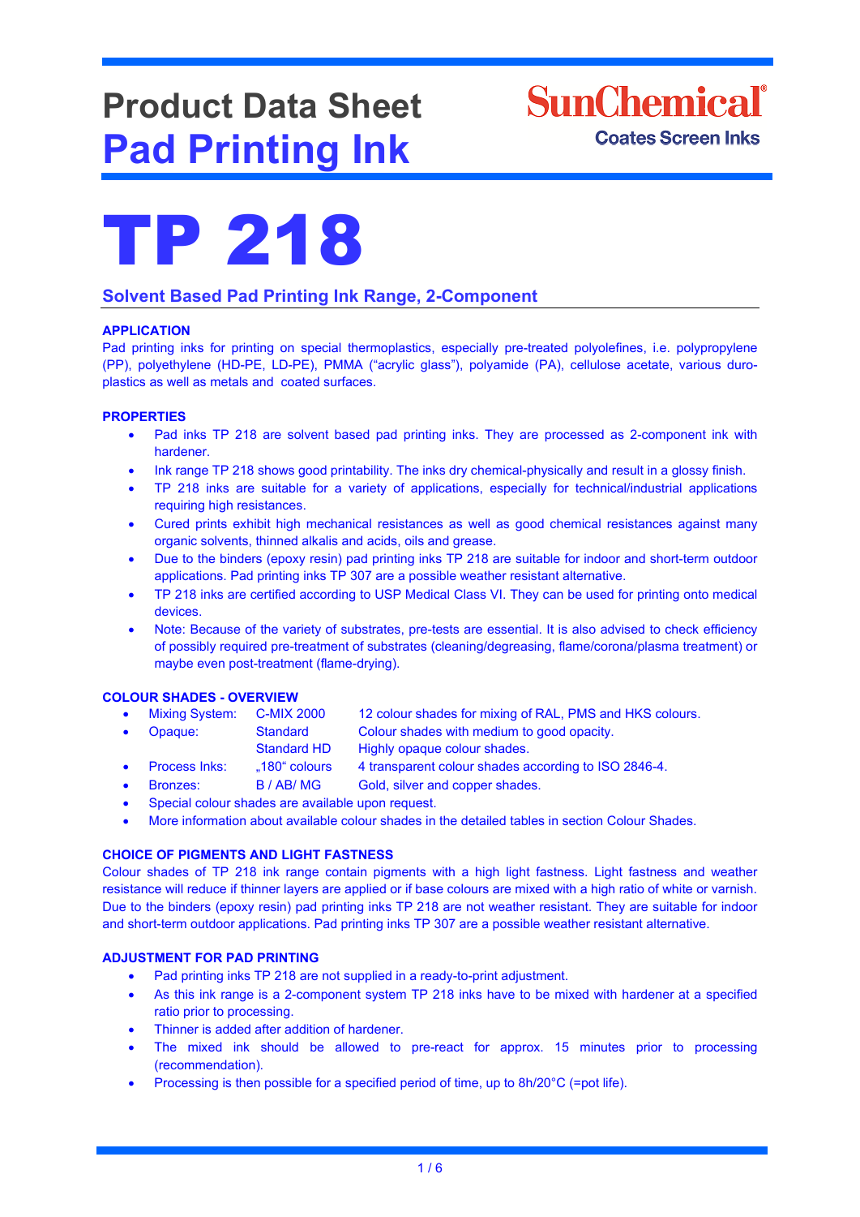# Product Data Sheet
# Pad Printing Ink

SunChemical
Coates Screen Inks

# TP 218

## Solvent Based Pad Printing Ink Range, 2-Component

### APPLICATION

Pad printing inks for printing on special thermoplastics, especially pre-treated polyolefines, i.e. polypropylene (PP), polyethylene (HD-PE, LD-PE), PMMA ("acrylic glass"), polyamide (PA), cellulose acetate, various duro-plastics as well as metals and coated surfaces.

### PROPERTIES

- Pad inks TP 218 are solvent based pad printing inks. They are processed as 2-component ink with hardener.
- Ink range TP 218 shows good printability. The inks dry chemical-physically and result in a glossy finish.
- TP 218 inks are suitable for a variety of applications, especially for technical/industrial applications requiring high resistances.
- Cured prints exhibit high mechanical resistances as well as good chemical resistances against many organic solvents, thinned alkalis and acids, oils and grease.
- Due to the binders (epoxy resin) pad printing inks TP 218 are suitable for indoor and short-term outdoor applications. Pad printing inks TP 307 are a possible weather resistant alternative.
- TP 218 inks are certified according to USP Medical Class VI. They can be used for printing onto medical devices.
- Note: Because of the variety of substrates, pre-tests are essential. It is also advised to check efficiency of possibly required pre-treatment of substrates (cleaning/degreasing, flame/corona/plasma treatment) or maybe even post-treatment (flame-drying).

### COLOUR SHADES - OVERVIEW

- Mixing System: C-MIX 2000 — 12 colour shades for mixing of RAL, PMS and HKS colours.
- Opaque: Standard — Colour shades with medium to good opacity.
  Standard HD — Highly opaque colour shades.
- Process Inks: „180" colours — 4 transparent colour shades according to ISO 2846-4.
- Bronzes: B / AB/ MG — Gold, silver and copper shades.
- Special colour shades are available upon request.
- More information about available colour shades in the detailed tables in section Colour Shades.

### CHOICE OF PIGMENTS AND LIGHT FASTNESS

Colour shades of TP 218 ink range contain pigments with a high light fastness. Light fastness and weather resistance will reduce if thinner layers are applied or if base colours are mixed with a high ratio of white or varnish. Due to the binders (epoxy resin) pad printing inks TP 218 are not weather resistant. They are suitable for indoor and short-term outdoor applications. Pad printing inks TP 307 are a possible weather resistant alternative.

### ADJUSTMENT FOR PAD PRINTING

- Pad printing inks TP 218 are not supplied in a ready-to-print adjustment.
- As this ink range is a 2-component system TP 218 inks have to be mixed with hardener at a specified ratio prior to processing.
- Thinner is added after addition of hardener.
- The mixed ink should be allowed to pre-react for approx. 15 minutes prior to processing (recommendation).
- Processing is then possible for a specified period of time, up to 8h/20°C (=pot life).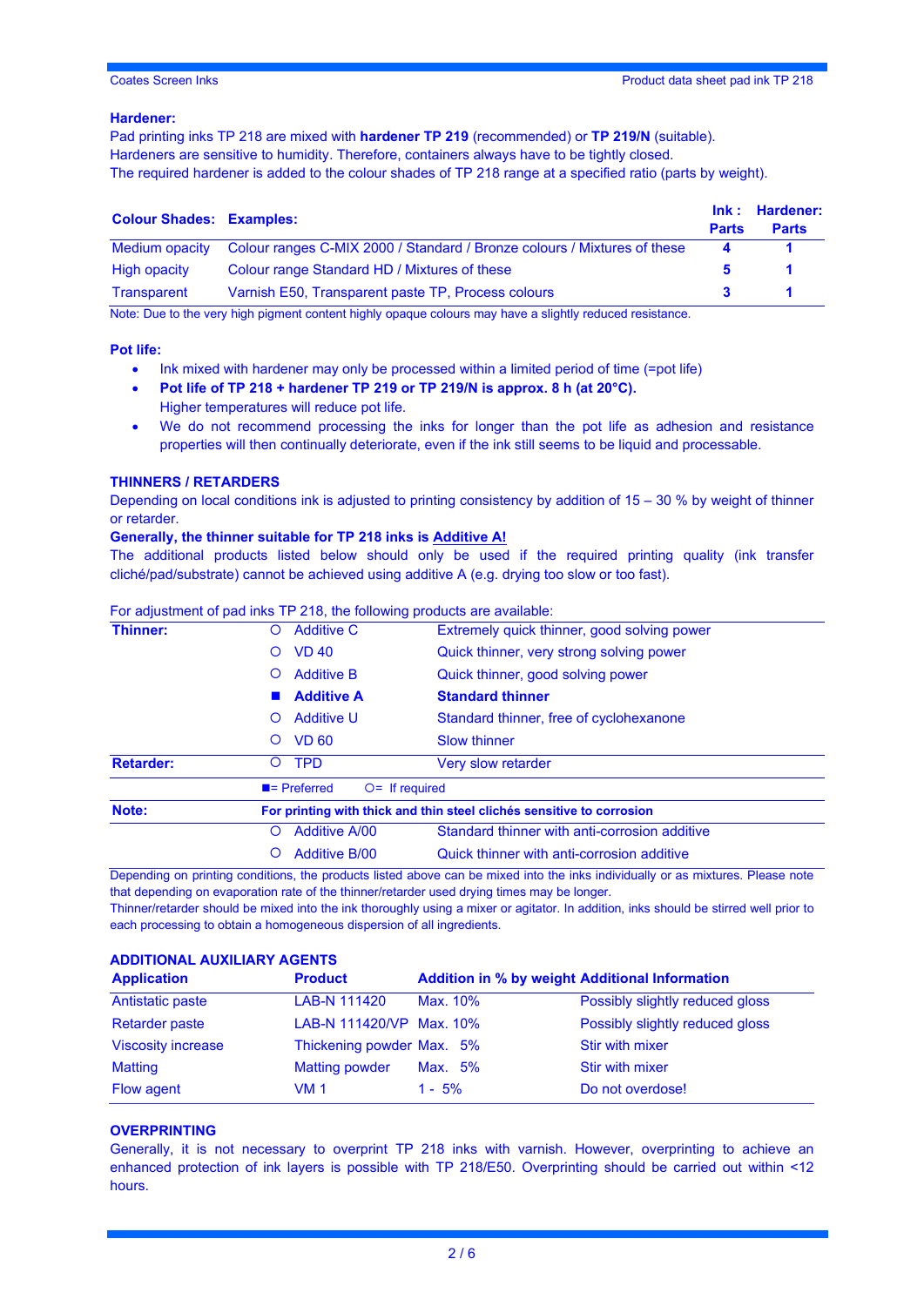**Hardener:**

Pad printing inks TP 218 are mixed with **hardener TP 219** (recommended) or **TP 219/N** (suitable).
Hardeners are sensitive to humidity. Therefore, containers always have to be tightly closed.
The required hardener is added to the colour shades of TP 218 range at a specified ratio (parts by weight).

| **Colour Shades:** | **Examples:** | **Ink : Parts** | **Hardener: Parts** |
|---|---|---|---|
| Medium opacity | Colour ranges C-MIX 2000 / Standard / Bronze colours / Mixtures of these | **4** | **1** |
| High opacity | Colour range Standard HD / Mixtures of these | **5** | **1** |
| Transparent | Varnish E50, Transparent paste TP, Process colours | **3** | **1** |

Note: Due to the very high pigment content highly opaque colours may have a slightly reduced resistance.

**Pot life:**

- Ink mixed with hardener may only be processed within a limited period of time (=pot life)
- **Pot life of TP 218 + hardener TP 219 or TP 219/N is approx. 8 h (at 20°C).**
  Higher temperatures will reduce pot life.
- We do not recommend processing the inks for longer than the pot life as adhesion and resistance properties will then continually deteriorate, even if the ink still seems to be liquid and processable.

**THINNERS / RETARDERS**

Depending on local conditions ink is adjusted to printing consistency by addition of 15 – 30 % by weight of thinner or retarder.

**Generally, the thinner suitable for TP 218 inks is Additive A!**

The additional products listed below should only be used if the required printing quality (ink transfer cliché/pad/substrate) cannot be achieved using additive A (e.g. drying too slow or too fast).

For adjustment of pad inks TP 218, the following products are available:

| | | | |
|---|---|---|---|
| **Thinner:** | ○ | Additive C | Extremely quick thinner, good solving power |
| | ○ | VD 40 | Quick thinner, very strong solving power |
| | ○ | Additive B | Quick thinner, good solving power |
| | ■ | **Additive A** | **Standard thinner** |
| | ○ | Additive U | Standard thinner, free of cyclohexanone |
| | ○ | VD 60 | Slow thinner |
| **Retarder:** | ○ | TPD | Very slow retarder |
| | ■= Preferred | ○= If required | |
| **Note:** | **For printing with thick and thin steel clichés sensitive to corrosion** | | |
| | ○ | Additive A/00 | Standard thinner with anti-corrosion additive |
| | ○ | Additive B/00 | Quick thinner with anti-corrosion additive |

Depending on printing conditions, the products listed above can be mixed into the inks individually or as mixtures. Please note that depending on evaporation rate of the thinner/retarder used drying times may be longer.
Thinner/retarder should be mixed into the ink thoroughly using a mixer or agitator. In addition, inks should be stirred well prior to each processing to obtain a homogeneous dispersion of all ingredients.

**ADDITIONAL AUXILIARY AGENTS**

| **Application** | **Product** | **Addition in % by weight** | **Additional Information** |
|---|---|---|---|
| Antistatic paste | LAB-N 111420 | Max. 10% | Possibly slightly reduced gloss |
| Retarder paste | LAB-N 111420/VP | Max. 10% | Possibly slightly reduced gloss |
| Viscosity increase | Thickening powder | Max. 5% | Stir with mixer |
| Matting | Matting powder | Max. 5% | Stir with mixer |
| Flow agent | VM 1 | 1 - 5% | Do not overdose! |

**OVERPRINTING**

Generally, it is not necessary to overprint TP 218 inks with varnish. However, overprinting to achieve an enhanced protection of ink layers is possible with TP 218/E50. Overprinting should be carried out within <12 hours.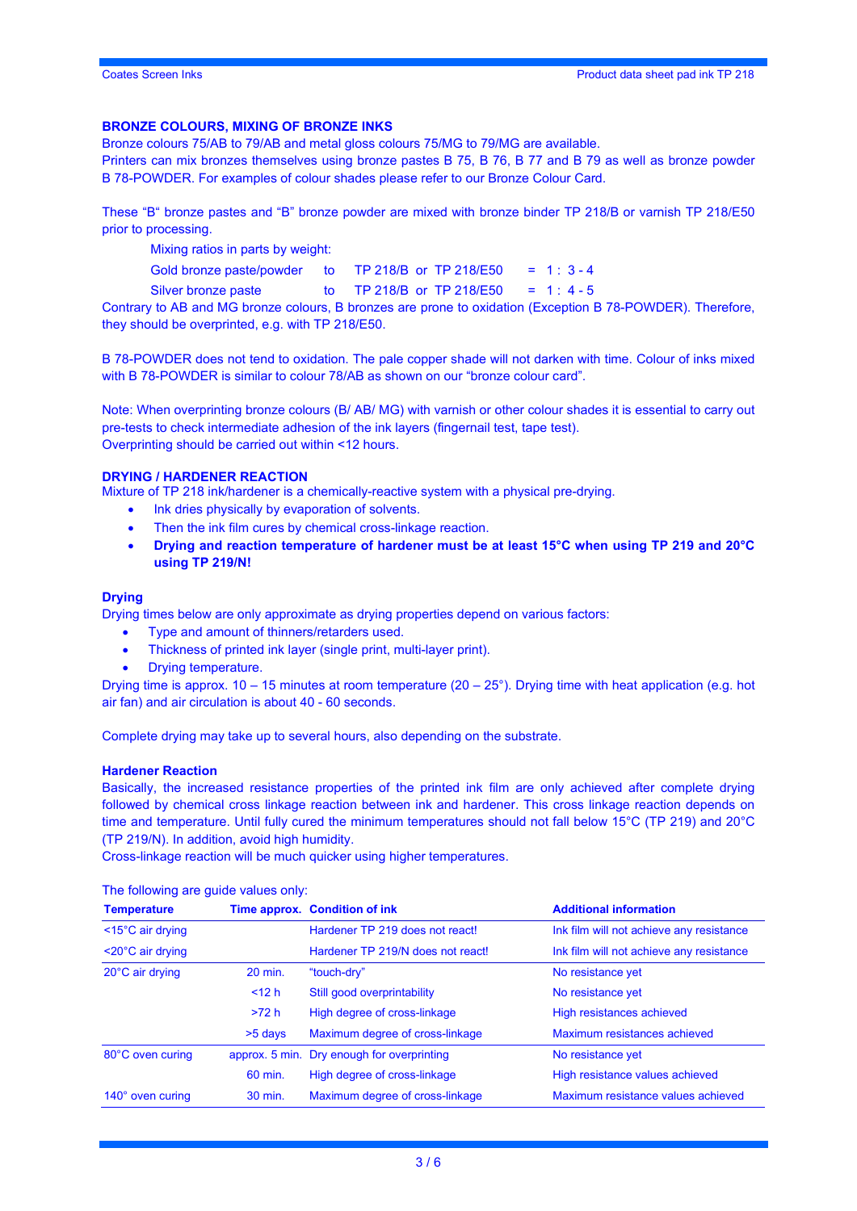## BRONZE COLOURS, MIXING OF BRONZE INKS

Bronze colours 75/AB to 79/AB and metal gloss colours 75/MG to 79/MG are available.
Printers can mix bronzes themselves using bronze pastes B 75, B 76, B 77 and B 79 as well as bronze powder B 78-POWDER. For examples of colour shades please refer to our Bronze Colour Card.

These "B" bronze pastes and "B" bronze powder are mixed with bronze binder TP 218/B or varnish TP 218/E50 prior to processing.

Mixing ratios in parts by weight:

| | | | |
|---|---|---|---|
| Gold bronze paste/powder | to | TP 218/B or TP 218/E50 | = 1 : 3 - 4 |
| Silver bronze paste | to | TP 218/B or TP 218/E50 | = 1 : 4 - 5 |

Contrary to AB and MG bronze colours, B bronzes are prone to oxidation (Exception B 78-POWDER). Therefore, they should be overprinted, e.g. with TP 218/E50.

B 78-POWDER does not tend to oxidation. The pale copper shade will not darken with time. Colour of inks mixed with B 78-POWDER is similar to colour 78/AB as shown on our "bronze colour card".

Note: When overprinting bronze colours (B/ AB/ MG) with varnish or other colour shades it is essential to carry out pre-tests to check intermediate adhesion of the ink layers (fingernail test, tape test).
Overprinting should be carried out within <12 hours.

## DRYING / HARDENER REACTION

Mixture of TP 218 ink/hardener is a chemically-reactive system with a physical pre-drying.

- Ink dries physically by evaporation of solvents.
- Then the ink film cures by chemical cross-linkage reaction.
- **Drying and reaction temperature of hardener must be at least 15°C when using TP 219 and 20°C using TP 219/N!**

### Drying

Drying times below are only approximate as drying properties depend on various factors:

- Type and amount of thinners/retarders used.
- Thickness of printed ink layer (single print, multi-layer print).
- Drying temperature.

Drying time is approx. 10 – 15 minutes at room temperature (20 – 25°). Drying time with heat application (e.g. hot air fan) and air circulation is about 40 - 60 seconds.

Complete drying may take up to several hours, also depending on the substrate.

### Hardener Reaction

Basically, the increased resistance properties of the printed ink film are only achieved after complete drying followed by chemical cross linkage reaction between ink and hardener. This cross linkage reaction depends on time and temperature. Until fully cured the minimum temperatures should not fall below 15°C (TP 219) and 20°C (TP 219/N). In addition, avoid high humidity.
Cross-linkage reaction will be much quicker using higher temperatures.

The following are guide values only:

| Temperature | Time approx. | Condition of ink | Additional information |
|---|---|---|---|
| <15°C air drying | | Hardener TP 219 does not react! | Ink film will not achieve any resistance |
| <20°C air drying | | Hardener TP 219/N does not react! | Ink film will not achieve any resistance |
| 20°C air drying | 20 min. | "touch-dry" | No resistance yet |
| | <12 h | Still good overprintability | No resistance yet |
| | >72 h | High degree of cross-linkage | High resistances achieved |
| | >5 days | Maximum degree of cross-linkage | Maximum resistances achieved |
| 80°C oven curing | approx. 5 min. | Dry enough for overprinting | No resistance yet |
| | 60 min. | High degree of cross-linkage | High resistance values achieved |
| 140° oven curing | 30 min. | Maximum degree of cross-linkage | Maximum resistance values achieved |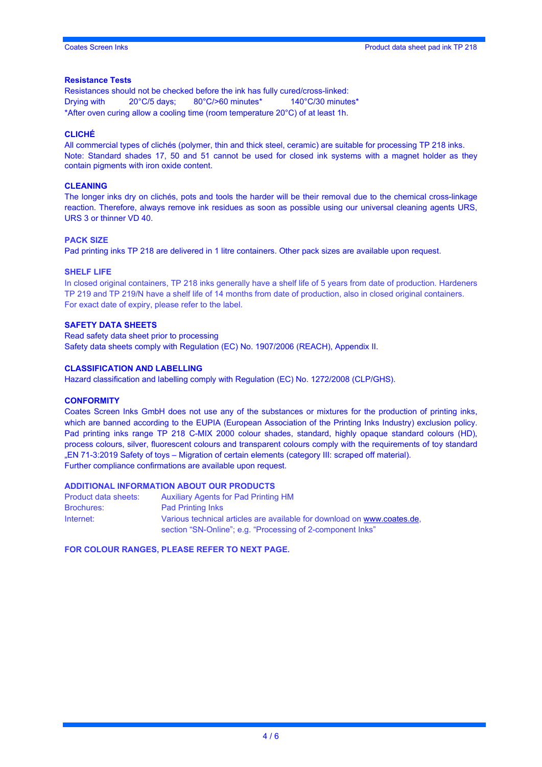### Resistance Tests

Resistances should not be checked before the ink has fully cured/cross-linked:

Drying with 20°C/5 days; 80°C/>60 minutes* 140°C/30 minutes*

*After oven curing allow a cooling time (room temperature 20°C) of at least 1h.

### CLICHÉ

All commercial types of clichés (polymer, thin and thick steel, ceramic) are suitable for processing TP 218 inks.
Note: Standard shades 17, 50 and 51 cannot be used for closed ink systems with a magnet holder as they contain pigments with iron oxide content.

### CLEANING

The longer inks dry on clichés, pots and tools the harder will be their removal due to the chemical cross-linkage reaction. Therefore, always remove ink residues as soon as possible using our universal cleaning agents URS, URS 3 or thinner VD 40.

### PACK SIZE

Pad printing inks TP 218 are delivered in 1 litre containers. Other pack sizes are available upon request.

### SHELF LIFE

In closed original containers, TP 218 inks generally have a shelf life of 5 years from date of production. Hardeners TP 219 and TP 219/N have a shelf life of 14 months from date of production, also in closed original containers. For exact date of expiry, please refer to the label.

### SAFETY DATA SHEETS

Read safety data sheet prior to processing
Safety data sheets comply with Regulation (EC) No. 1907/2006 (REACH), Appendix II.

### CLASSIFICATION AND LABELLING

Hazard classification and labelling comply with Regulation (EC) No. 1272/2008 (CLP/GHS).

### CONFORMITY

Coates Screen Inks GmbH does not use any of the substances or mixtures for the production of printing inks, which are banned according to the EUPIA (European Association of the Printing Inks Industry) exclusion policy. Pad printing inks range TP 218 C-MIX 2000 colour shades, standard, highly opaque standard colours (HD), process colours, silver, fluorescent colours and transparent colours comply with the requirements of toy standard „EN 71-3:2019 Safety of toys – Migration of certain elements (category III: scraped off material).
Further compliance confirmations are available upon request.

### ADDITIONAL INFORMATION ABOUT OUR PRODUCTS

| | |
|---|---|
| Product data sheets: | Auxiliary Agents for Pad Printing HM |
| Brochures: | Pad Printing Inks |
| Internet: | Various technical articles are available for download on www.coates.de, section “SN-Online”; e.g. “Processing of 2-component Inks” |

**FOR COLOUR RANGES, PLEASE REFER TO NEXT PAGE.**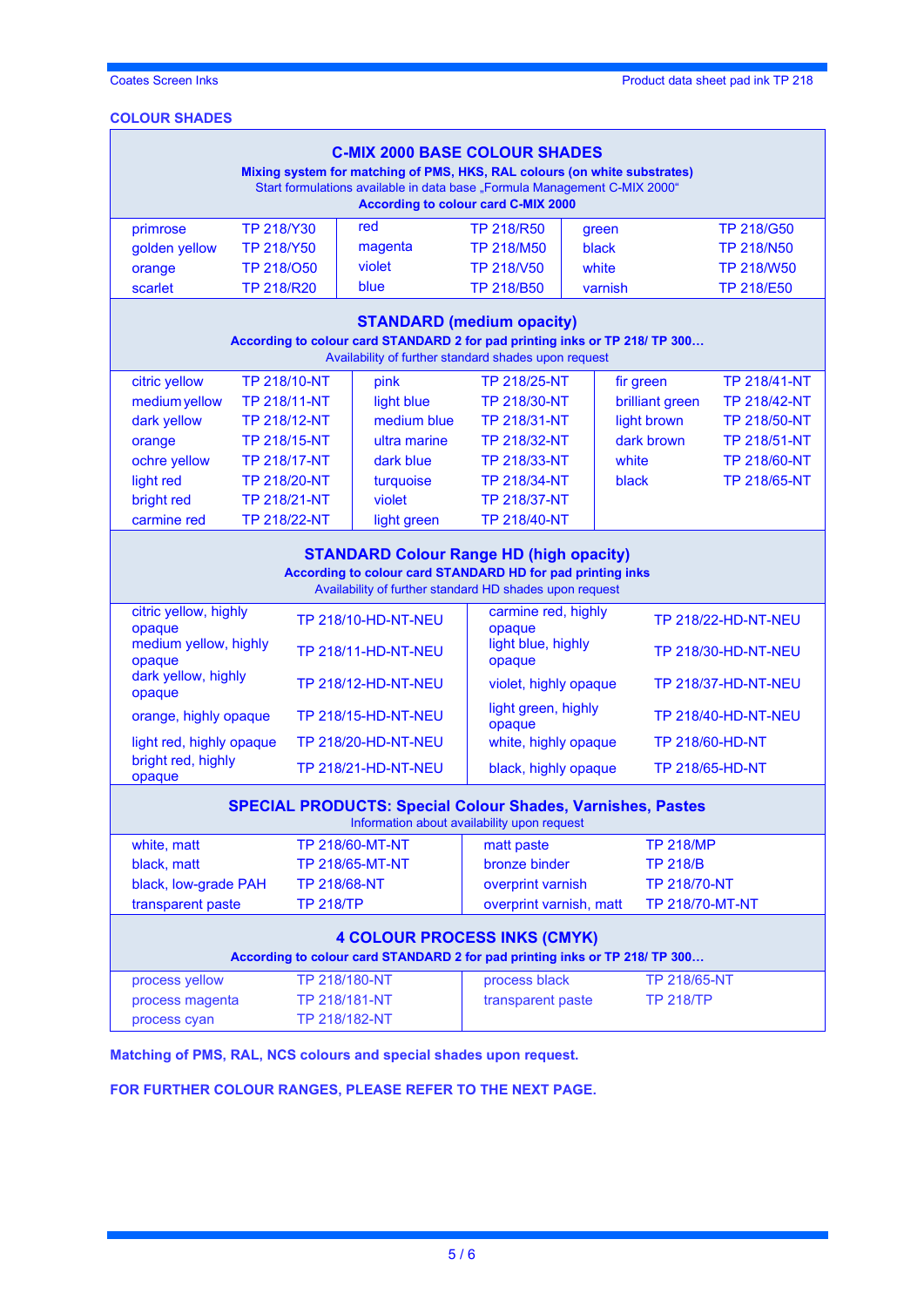## COLOUR SHADES

### C-MIX 2000 BASE COLOUR SHADES

**Mixing system for matching of PMS, HKS, RAL colours (on white substrates)**
Start formulations available in data base „Formula Management C-MIX 2000"
**According to colour card C-MIX 2000**

| | | | | | |
|---|---|---|---|---|---|
| primrose | TP 218/Y30 | red | TP 218/R50 | green | TP 218/G50 |
| golden yellow | TP 218/Y50 | magenta | TP 218/M50 | black | TP 218/N50 |
| orange | TP 218/O50 | violet | TP 218/V50 | white | TP 218/W50 |
| scarlet | TP 218/R20 | blue | TP 218/B50 | varnish | TP 218/E50 |

### STANDARD (medium opacity)

**According to colour card STANDARD 2 for pad printing inks or TP 218/ TP 300…**
Availability of further standard shades upon request

| | | | | | |
|---|---|---|---|---|---|
| citric yellow | TP 218/10-NT | pink | TP 218/25-NT | fir green | TP 218/41-NT |
| medium yellow | TP 218/11-NT | light blue | TP 218/30-NT | brilliant green | TP 218/42-NT |
| dark yellow | TP 218/12-NT | medium blue | TP 218/31-NT | light brown | TP 218/50-NT |
| orange | TP 218/15-NT | ultra marine | TP 218/32-NT | dark brown | TP 218/51-NT |
| ochre yellow | TP 218/17-NT | dark blue | TP 218/33-NT | white | TP 218/60-NT |
| light red | TP 218/20-NT | turquoise | TP 218/34-NT | black | TP 218/65-NT |
| bright red | TP 218/21-NT | violet | TP 218/37-NT | | |
| carmine red | TP 218/22-NT | light green | TP 218/40-NT | | |

### STANDARD Colour Range HD (high opacity)

**According to colour card STANDARD HD for pad printing inks**
Availability of further standard HD shades upon request

| | | | |
|---|---|---|---|
| citric yellow, highly opaque | TP 218/10-HD-NT-NEU | carmine red, highly opaque | TP 218/22-HD-NT-NEU |
| medium yellow, highly opaque | TP 218/11-HD-NT-NEU | light blue, highly opaque | TP 218/30-HD-NT-NEU |
| dark yellow, highly opaque | TP 218/12-HD-NT-NEU | violet, highly opaque | TP 218/37-HD-NT-NEU |
| orange, highly opaque | TP 218/15-HD-NT-NEU | light green, highly opaque | TP 218/40-HD-NT-NEU |
| light red, highly opaque | TP 218/20-HD-NT-NEU | white, highly opaque | TP 218/60-HD-NT |
| bright red, highly opaque | TP 218/21-HD-NT-NEU | black, highly opaque | TP 218/65-HD-NT |

### SPECIAL PRODUCTS: Special Colour Shades, Varnishes, Pastes

Information about availability upon request

| | | | |
|---|---|---|---|
| white, matt | TP 218/60-MT-NT | matt paste | TP 218/MP |
| black, matt | TP 218/65-MT-NT | bronze binder | TP 218/B |
| black, low-grade PAH | TP 218/68-NT | overprint varnish | TP 218/70-NT |
| transparent paste | TP 218/TP | overprint varnish, matt | TP 218/70-MT-NT |

### 4 COLOUR PROCESS INKS (CMYK)

**According to colour card STANDARD 2 for pad printing inks or TP 218/ TP 300…**

| | | | |
|---|---|---|---|
| process yellow | TP 218/180-NT | process black | TP 218/65-NT |
| process magenta | TP 218/181-NT | transparent paste | TP 218/TP |
| process cyan | TP 218/182-NT | | |

**Matching of PMS, RAL, NCS colours and special shades upon request.**

**FOR FURTHER COLOUR RANGES, PLEASE REFER TO THE NEXT PAGE.**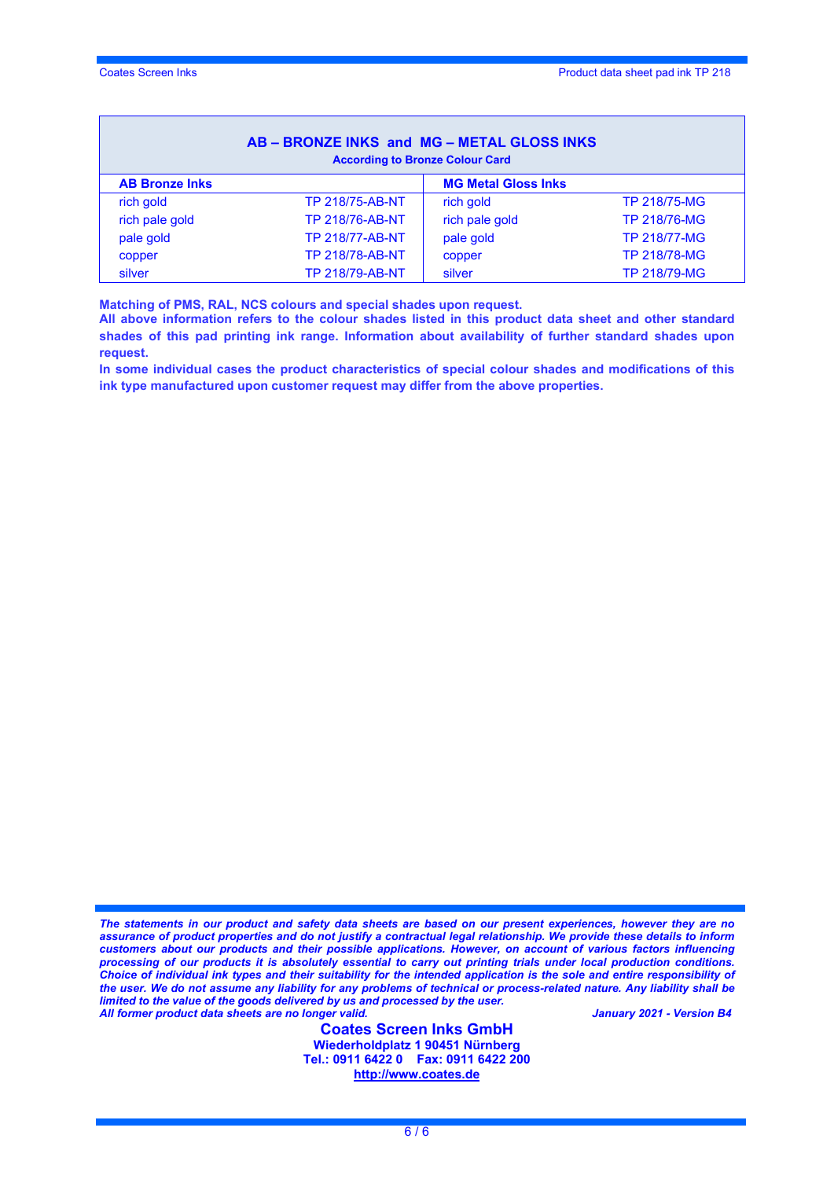## AB – BRONZE INKS and MG – METAL GLOSS INKS

**According to Bronze Colour Card**

| **AB Bronze Inks** | | **MG Metal Gloss Inks** | |
|---|---|---|---|
| rich gold | TP 218/75-AB-NT | rich gold | TP 218/75-MG |
| rich pale gold | TP 218/76-AB-NT | rich pale gold | TP 218/76-MG |
| pale gold | TP 218/77-AB-NT | pale gold | TP 218/77-MG |
| copper | TP 218/78-AB-NT | copper | TP 218/78-MG |
| silver | TP 218/79-AB-NT | silver | TP 218/79-MG |

**Matching of PMS, RAL, NCS colours and special shades upon request.**
**All above information refers to the colour shades listed in this product data sheet and other standard shades of this pad printing ink range. Information about availability of further standard shades upon request.**
**In some individual cases the product characteristics of special colour shades and modifications of this ink type manufactured upon customer request may differ from the above properties.**

***The statements in our product and safety data sheets are based on our present experiences, however they are no assurance of product properties and do not justify a contractual legal relationship. We provide these details to inform customers about our products and their possible applications. However, on account of various factors influencing processing of our products it is absolutely essential to carry out printing trials under local production conditions. Choice of individual ink types and their suitability for the intended application is the sole and entire responsibility of the user. We do not assume any liability for any problems of technical or process-related nature. Any liability shall be limited to the value of the goods delivered by us and processed by the user.***
***All former product data sheets are no longer valid.*** ***January 2021 - Version B4***

**Coates Screen Inks GmbH**
**Wiederholdplatz 1 90451 Nürnberg**
**Tel.: 0911 6422 0 Fax: 0911 6422 200**
**http://www.coates.de**